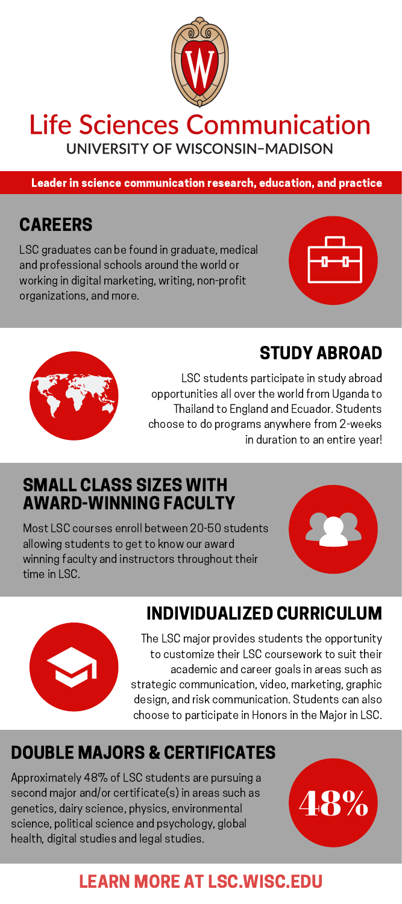# Life Sciences Communication

**UNIVERSITY OF WISCONSIN–MADISON**

**Leader in science communication research, education, and practice**

## CAREERS

LSC graduates can be found in graduate, medical and professional schools around the world or working in digital marketing, writing, non-profit organizations, and more.

## STUDY ABROAD

LSC students participate in study abroad opportunities all over the world from Uganda to Thailand to England and Ecuador. Students choose to do programs anywhere from 2-weeks in duration to an entire year!

## SMALL CLASS SIZES WITH AWARD-WINNING FACULTY

Most LSC courses enroll between 20-50 students allowing students to get to know our award winning faculty and instructors throughout their time in LSC.

## INDIVIDUALIZED CURRICULUM

The LSC major provides students the opportunity to customize their LSC coursework to suit their academic and career goals in areas such as strategic communication, video, marketing, graphic design, and risk communication. Students can also choose to participate in Honors in the Major in LSC.

## DOUBLE MAJORS & CERTIFICATES

Approximately 48% of LSC students are pursuing a second major and/or certificate(s) in areas such as genetics, dairy science, physics, environmental science, political science and psychology, global health, digital studies and legal studies.

**48%**

## LEARN MORE AT LSC.WISC.EDU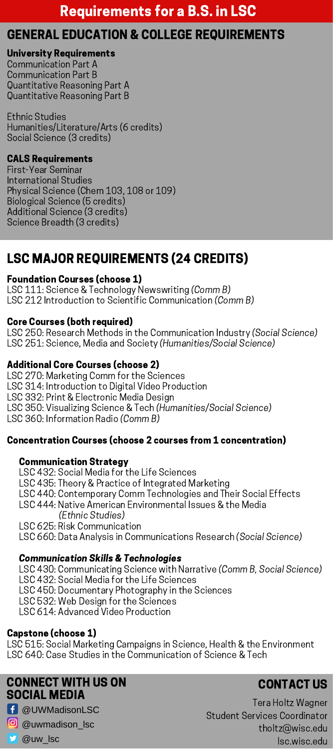# Requirements for a B.S. in LSC

## GENERAL EDUCATION & COLLEGE REQUIREMENTS

### University Requirements

Communication Part A
Communication Part B
Quantitative Reasoning Part A
Quantitative Reasoning Part B

Ethnic Studies
Humanities/Literature/Arts (6 credits)
Social Science (3 credits)

### CALS Requirements

First-Year Seminar
International Studies
Physical Science (Chem 103, 108 or 109)
Biological Science (5 credits)
Additional Science (3 credits)
Science Breadth (3 credits)

## LSC MAJOR REQUIREMENTS (24 CREDITS)

### Foundation Courses (choose 1)

LSC 111: Science & Technology Newswriting *(Comm B)*
LSC 212 Introduction to Scientific Communication *(Comm B)*

### Core Courses (both required)

LSC 250: Research Methods in the Communication Industry *(Social Science)*
LSC 251: Science, Media and Society *(Humanities/Social Science)*

### Additional Core Courses (choose 2)

LSC 270: Marketing Comm for the Sciences
LSC 314: Introduction to Digital Video Production
LSC 332: Print & Electronic Media Design
LSC 350: Visualizing Science & Tech *(Humanities/Social Science)*
LSC 360: Information Radio *(Comm B)*

### Concentration Courses (choose 2 courses from 1 concentration)

#### Communication Strategy

LSC 432: Social Media for the Life Sciences
LSC 435: Theory & Practice of Integrated Marketing
LSC 440: Contemporary Comm Technologies and Their Social Effects
LSC 444: Native American Environmental Issues & the Media *(Ethnic Studies)*
LSC 625: Risk Communication
LSC 660: Data Analysis in Communications Research *(Social Science)*

#### *Communication Skills & Technologies*

LSC 430: Communicating Science with Narrative *(Comm B, Social Science)*
LSC 432: Social Media for the Life Sciences
LSC 450: Documentary Photography in the Sciences
LSC 532: Web Design for the Sciences
LSC 614: Advanced Video Production

### Capstone (choose 1)

LSC 515: Social Marketing Campaigns in Science, Health & the Environment
LSC 640: Case Studies in the Communication of Science & Tech

## CONNECT WITH US ON SOCIAL MEDIA

@UWMadisonLSC
@uwmadison_lsc
@uw_lsc

## CONTACT US

Tera Holtz Wagner
Student Services Coordinator
tholtz@wisc.edu
lsc.wisc.edu